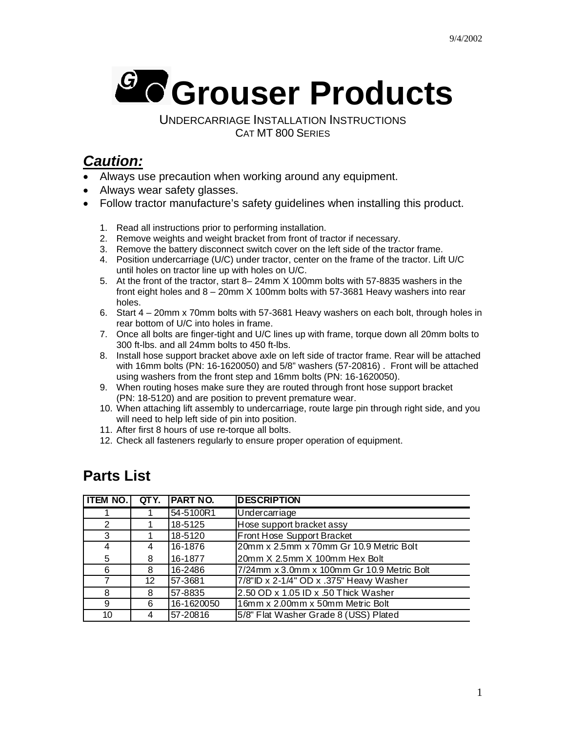9/4/2002

# Grouser Products

UNDERCARRIAGE INSTALLATION INSTRUCTIONS
CAT MT 800 SERIES

## ***Caution:***

- Always use precaution when working around any equipment.
- Always wear safety glasses.
- Follow tractor manufacture's safety guidelines when installing this product.

1. Read all instructions prior to performing installation.
2. Remove weights and weight bracket from front of tractor if necessary.
3. Remove the battery disconnect switch cover on the left side of the tractor frame.
4. Position undercarriage (U/C) under tractor, center on the frame of the tractor. Lift U/C until holes on tractor line up with holes on U/C.
5. At the front of the tractor, start 8– 24mm X 100mm bolts with 57-8835 washers in the front eight holes and 8 – 20mm X 100mm bolts with 57-3681 Heavy washers into rear holes.
6. Start 4 – 20mm x 70mm bolts with 57-3681 Heavy washers on each bolt, through holes in rear bottom of U/C into holes in frame.
7. Once all bolts are finger-tight and U/C lines up with frame, torque down all 20mm bolts to 300 ft-lbs. and all 24mm bolts to 450 ft-lbs.
8. Install hose support bracket above axle on left side of tractor frame. Rear will be attached with 16mm bolts (PN: 16-1620050) and 5/8" washers (57-20816) . Front will be attached using washers from the front step and 16mm bolts (PN: 16-1620050).
9. When routing hoses make sure they are routed through front hose support bracket (PN: 18-5120) and are position to prevent premature wear.
10. When attaching lift assembly to undercarriage, route large pin through right side, and you will need to help left side of pin into position.
11. After first 8 hours of use re-torque all bolts.
12. Check all fasteners regularly to ensure proper operation of equipment.

## Parts List

| ITEM NO. | QTY. | PART NO. | DESCRIPTION |
|---|---|---|---|
| 1 | 1 | 54-5100R1 | Undercarriage |
| 2 | 1 | 18-5125 | Hose support bracket assy |
| 3 | 1 | 18-5120 | Front Hose Support Bracket |
| 4 | 4 | 16-1876 | 20mm x 2.5mm x 70mm Gr 10.9 Metric Bolt |
| 5 | 8 | 16-1877 | 20mm X 2.5mm X 100mm Hex Bolt |
| 6 | 8 | 16-2486 | 7/24mm x 3.0mm x 100mm Gr 10.9 Metric Bolt |
| 7 | 12 | 57-3681 | 7/8"ID x 2-1/4" OD x .375" Heavy Washer |
| 8 | 8 | 57-8835 | 2.50 OD x 1.05 ID x .50 Thick Washer |
| 9 | 6 | 16-1620050 | 16mm x 2.00mm x 50mm Metric Bolt |
| 10 | 4 | 57-20816 | 5/8" Flat Washer Grade 8 (USS) Plated |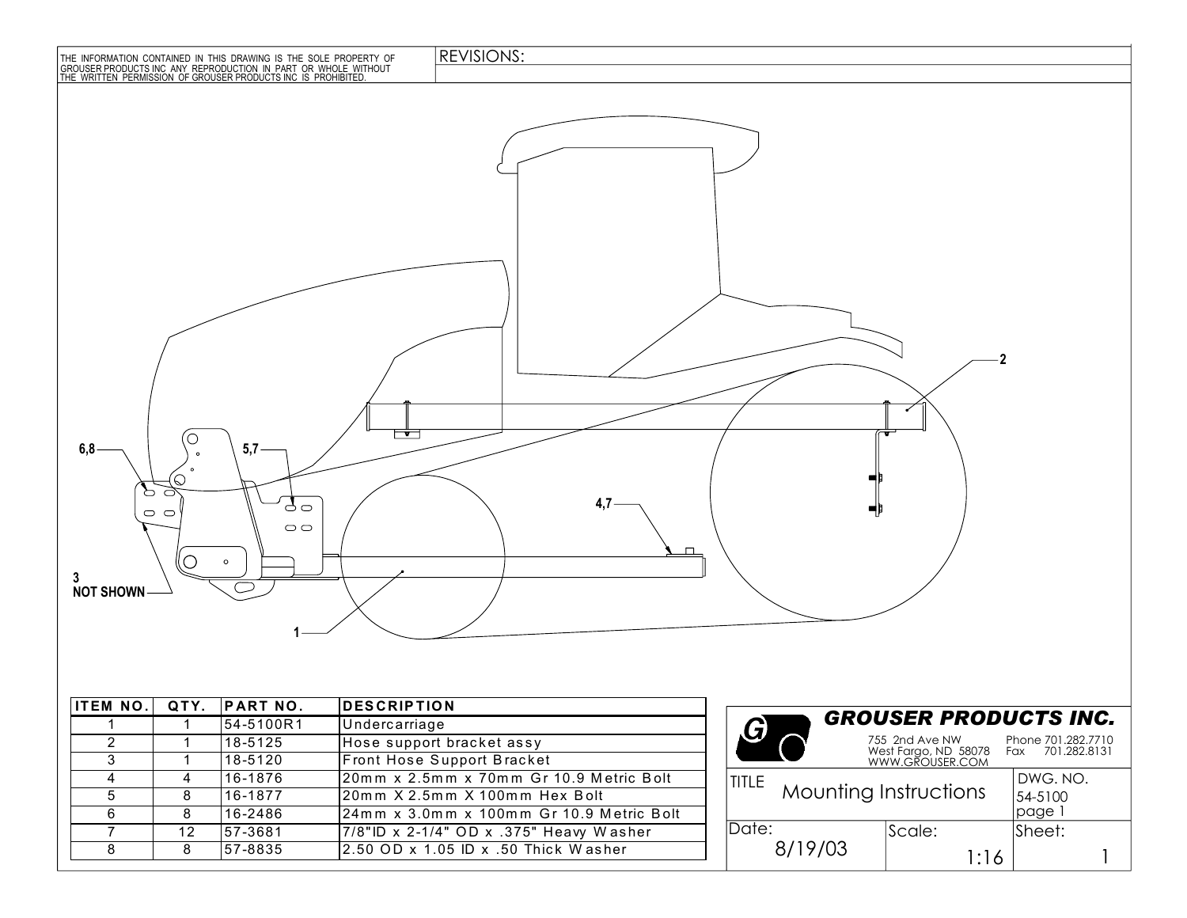THE INFORMATION CONTAINED IN THIS DRAWING IS THE SOLE PROPERTY OF GROUSER PRODUCTS INC ANY REPRODUCTION IN PART OR WHOLE WITHOUT THE WRITTEN PERMISSION OF GROUSER PRODUCTS INC IS PROHIBITED.

REVISIONS:

2

6,8

5,7

4,7

3
NOT SHOWN

1

| ITEM NO. | QTY. | PART NO. | DESCRIPTION |
|---|---|---|---|
| 1 | 1 | 54-5100R1 | Undercarriage |
| 2 | 1 | 18-5125 | Hose support bracket assy |
| 3 | 1 | 18-5120 | Front Hose Support Bracket |
| 4 | 4 | 16-1876 | 20mm x 2.5mm x 70mm Gr 10.9 Metric Bolt |
| 5 | 8 | 16-1877 | 20mm X 2.5mm X 100mm Hex Bolt |
| 6 | 8 | 16-2486 | 24mm x 3.0mm x 100mm Gr 10.9 Metric Bolt |
| 7 | 12 | 57-3681 | 7/8"ID x 2-1/4" OD x .375" Heavy Washer |
| 8 | 8 | 57-8835 | 2.50 OD x 1.05 ID x .50 Thick Washer |

**GROUSER PRODUCTS INC.**
755 2nd Ave NW
West Fargo, ND 58078
WWW.GROUSER.COM
Phone 701.282.7710
Fax 701.282.8131

| TITLE | | DWG. NO. |
|---|---|---|
| Mounting Instructions | | 54-5100 page 1 |
| Date: 8/19/03 | Scale: 1:16 | Sheet: 1 |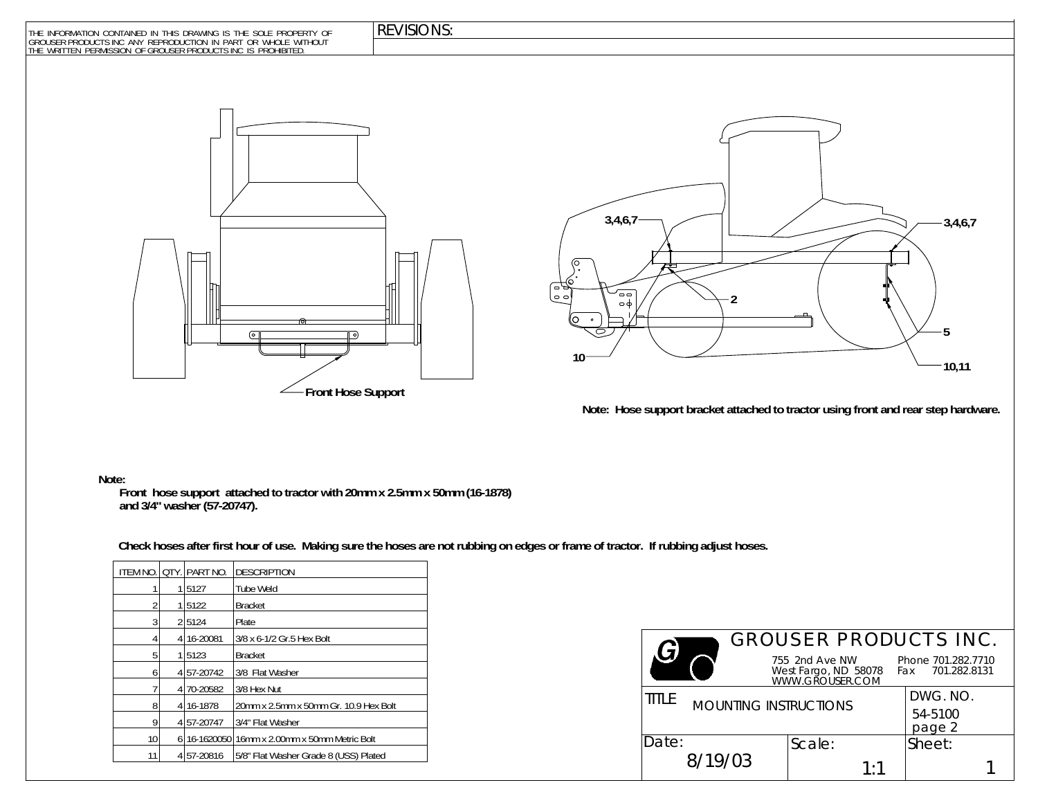THE INFORMATION CONTAINED IN THIS DRAWING IS THE SOLE PROPERTY OF GROUSER PRODUCTS INC ANY REPRODUCTION IN PART OR WHOLE WITHOUT THE WRITTEN PERMISSION OF GROUSER PRODUCTS INC IS PROHIBITED.

REVISIONS:

Front Hose Support

3,4,6,7

2

10

3,4,6,7

5

10,11

**Note: Hose support bracket attached to tractor using front and rear step hardware.**

**Note:**

**Front hose support attached to tractor with 20mm x 2.5mm x 50mm (16-1878) and 3/4" washer (57-20747).**

**Check hoses after first hour of use. Making sure the hoses are not rubbing on edges or frame of tractor. If rubbing adjust hoses.**

| ITEM NO. | QTY. | PART NO. | DESCRIPTION |
|---|---|---|---|
| 1 | 1 | 5127 | Tube Weld |
| 2 | 1 | 5122 | Bracket |
| 3 | 2 | 5124 | Plate |
| 4 | 4 | 16-20081 | 3/8 x 6-1/2 Gr.5 Hex Bolt |
| 5 | 1 | 5123 | Bracket |
| 6 | 4 | 57-20742 | 3/8 Flat Washer |
| 7 | 4 | 70-20582 | 3/8 Hex Nut |
| 8 | 4 | 16-1878 | 20mm x 2.5mm x 50mm Gr. 10.9 Hex Bolt |
| 9 | 4 | 57-20747 | 3/4" Flat Washer |
| 10 | 6 | 16-1620050 | 16mm x 2.00mm x 50mm Metric Bolt |
| 11 | 4 | 57-20816 | 5/8" Flat Washer Grade 8 (USS) Plated |

**GROUSER PRODUCTS INC.**

755 2nd Ave NW
West Fargo, ND 58078
WWW.GROUSER.COM

Phone 701.282.7710
Fax 701.282.8131

| TITLE | | DWG. NO. |
|---|---|---|
| MOUNTING INSTRUCTIONS | | 54-5100 page 2 |
| Date: 8/19/03 | Scale: 1:1 | Sheet: 1 |